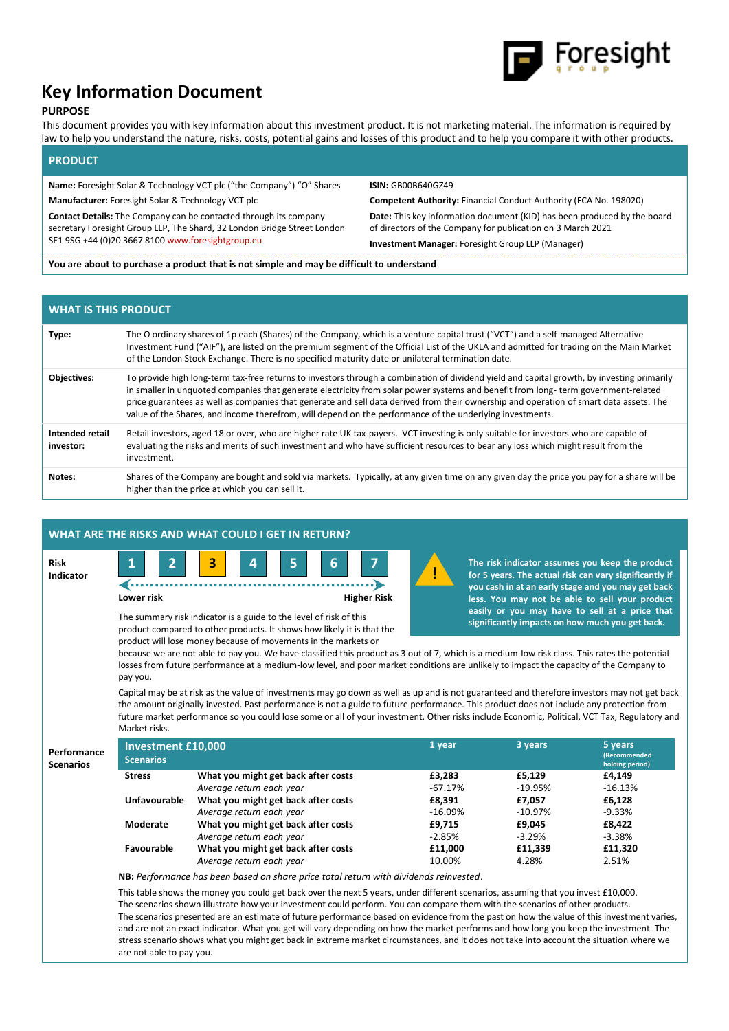# Key Information Document

### PURPOSE

This document provides you with key information about this investment product. It is not marketing material. The information is required by law to help you understand the nature, risks, costs, potential gains and losses of this product and to help you compare it with other products.

## PRODUCT

**Name:** Foresight Solar & Technology VCT plc ("the Company") "O" Shares

**Manufacturer:** Foresight Solar & Technology VCT plc

**Contact Details:** The Company can be contacted through its company secretary Foresight Group LLP, The Shard, 32 London Bridge Street London SE1 9SG +44 (0)20 3667 8100 www.foresightgroup.eu

**ISIN:** GB00B640GZ49

**Competent Authority:** Financial Conduct Authority (FCA No. 198020)

**Date:** This key information document (KID) has been produced by the board of directors of the Company for publication on 3 March 2021

**Investment Manager:** Foresight Group LLP (Manager)

**You are about to purchase a product that is not simple and may be difficult to understand**

## WHAT IS THIS PRODUCT

| | |
|---|---|
| **Type:** | The O ordinary shares of 1p each (Shares) of the Company, which is a venture capital trust ("VCT") and a self-managed Alternative Investment Fund ("AIF"), are listed on the premium segment of the Official List of the UKLA and admitted for trading on the Main Market of the London Stock Exchange. There is no specified maturity date or unilateral termination date. |
| **Objectives:** | To provide high long-term tax-free returns to investors through a combination of dividend yield and capital growth, by investing primarily in smaller in unquoted companies that generate electricity from solar power systems and benefit from long- term government-related price guarantees as well as companies that generate and sell data derived from their ownership and operation of smart data assets. The value of the Shares, and income therefrom, will depend on the performance of the underlying investments. |
| **Intended retail investor:** | Retail investors, aged 18 or over, who are higher rate UK tax-payers. VCT investing is only suitable for investors who are capable of evaluating the risks and merits of such investment and who have sufficient resources to bear any loss which might result from the investment. |
| **Notes:** | Shares of the Company are bought and sold via markets. Typically, at any given time on any given day the price you pay for a share will be higher than the price at which you can sell it. |

## WHAT ARE THE RISKS AND WHAT COULD I GET IN RETURN?

**Risk Indicator**

1 | 2 | **3** | 4 | 5 | 6 | 7

Lower risk — Higher Risk

**The risk indicator assumes you keep the product for 5 years. The actual risk can vary significantly if you cash in at an early stage and you may get back less. You may not be able to sell your product easily or you may have to sell at a price that significantly impacts on how much you get back.**

The summary risk indicator is a guide to the level of risk of this product compared to other products. It shows how likely it is that the product will lose money because of movements in the markets or because we are not able to pay you. We have classified this product as 3 out of 7, which is a medium-low risk class. This rates the potential losses from future performance at a medium-low level, and poor market conditions are unlikely to impact the capacity of the Company to pay you.

Capital may be at risk as the value of investments may go down as well as up and is not guaranteed and therefore investors may not get back the amount originally invested. Past performance is not a guide to future performance. This product does not include any protection from future market performance so you could lose some or all of your investment. Other risks include Economic, Political, VCT Tax, Regulatory and Market risks.

**Performance Scenarios**

| Investment £10,000 Scenarios | | 1 year | 3 years | 5 years (Recommended holding period) |
|---|---|---|---|---|
| **Stress** | **What you might get back after costs** | **£3,283** | **£5,129** | **£4,149** |
| | *Average return each year* | -67.17% | -19.95% | -16.13% |
| **Unfavourable** | **What you might get back after costs** | **£8,391** | **£7,057** | **£6,128** |
| | *Average return each year* | -16.09% | -10.97% | -9.33% |
| **Moderate** | **What you might get back after costs** | **£9,715** | **£9,045** | **£8,422** |
| | *Average return each year* | -2.85% | -3.29% | -3.38% |
| **Favourable** | **What you might get back after costs** | **£11,000** | **£11,339** | **£11,320** |
| | *Average return each year* | 10.00% | 4.28% | 2.51% |

**NB:** *Performance has been based on share price total return with dividends reinvested*.

This table shows the money you could get back over the next 5 years, under different scenarios, assuming that you invest £10,000. The scenarios shown illustrate how your investment could perform. You can compare them with the scenarios of other products. The scenarios presented are an estimate of future performance based on evidence from the past on how the value of this investment varies, and are not an exact indicator. What you get will vary depending on how the market performs and how long you keep the investment. The stress scenario shows what you might get back in extreme market circumstances, and it does not take into account the situation where we are not able to pay you.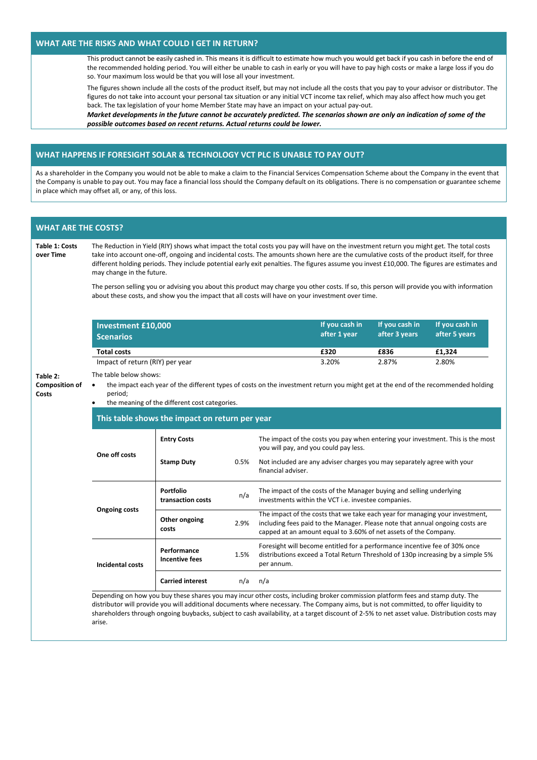## WHAT ARE THE RISKS AND WHAT COULD I GET IN RETURN?

This product cannot be easily cashed in. This means it is difficult to estimate how much you would get back if you cash in before the end of the recommended holding period. You will either be unable to cash in early or you will have to pay high costs or make a large loss if you do so. Your maximum loss would be that you will lose all your investment.

The figures shown include all the costs of the product itself, but may not include all the costs that you pay to your advisor or distributor. The figures do not take into account your personal tax situation or any initial VCT income tax relief, which may also affect how much you get back. The tax legislation of your home Member State may have an impact on your actual pay-out.

***Market developments in the future cannot be accurately predicted. The scenarios shown are only an indication of some of the possible outcomes based on recent returns. Actual returns could be lower.***

## WHAT HAPPENS IF FORESIGHT SOLAR & TECHNOLOGY VCT PLC IS UNABLE TO PAY OUT?

As a shareholder in the Company you would not be able to make a claim to the Financial Services Compensation Scheme about the Company in the event that the Company is unable to pay out. You may face a financial loss should the Company default on its obligations. There is no compensation or guarantee scheme in place which may offset all, or any, of this loss.

## WHAT ARE THE COSTS?

**Table 1: Costs over Time**

The Reduction in Yield (RIY) shows what impact the total costs you pay will have on the investment return you might get. The total costs take into account one-off, ongoing and incidental costs. The amounts shown here are the cumulative costs of the product itself, for three different holding periods. They include potential early exit penalties. The figures assume you invest £10,000. The figures are estimates and may change in the future.

The person selling you or advising you about this product may charge you other costs. If so, this person will provide you with information about these costs, and show you the impact that all costs will have on your investment over time.

| Investment £10,000 Scenarios | If you cash in after 1 year | If you cash in after 3 years | If you cash in after 5 years |
|---|---|---|---|
| **Total costs** | **£320** | **£836** | **£1,324** |
| Impact of return (RIY) per year | 3.20% | 2.87% | 2.80% |

**Table 2: Composition of Costs**

The table below shows:

- the impact each year of the different types of costs on the investment return you might get at the end of the recommended holding period;
- the meaning of the different cost categories.

**This table shows the impact on return per year**

| | | | |
|---|---|---|---|
| **One off costs** | **Entry Costs** | | The impact of the costs you pay when entering your investment. This is the most you will pay, and you could pay less. |
| | **Stamp Duty** | 0.5% | Not included are any adviser charges you may separately agree with your financial adviser. |
| **Ongoing costs** | **Portfolio transaction costs** | n/a | The impact of the costs of the Manager buying and selling underlying investments within the VCT i.e. investee companies. |
| | **Other ongoing costs** | 2.9% | The impact of the costs that we take each year for managing your investment, including fees paid to the Manager. Please note that annual ongoing costs are capped at an amount equal to 3.60% of net assets of the Company. |
| **Incidental costs** | **Performance Incentive fees** | 1.5% | Foresight will become entitled for a performance incentive fee of 30% once distributions exceed a Total Return Threshold of 130p increasing by a simple 5% per annum. |
| | **Carried interest** | n/a | n/a |

Depending on how you buy these shares you may incur other costs, including broker commission platform fees and stamp duty. The distributor will provide you will additional documents where necessary. The Company aims, but is not committed, to offer liquidity to shareholders through ongoing buybacks, subject to cash availability, at a target discount of 2-5% to net asset value. Distribution costs may arise.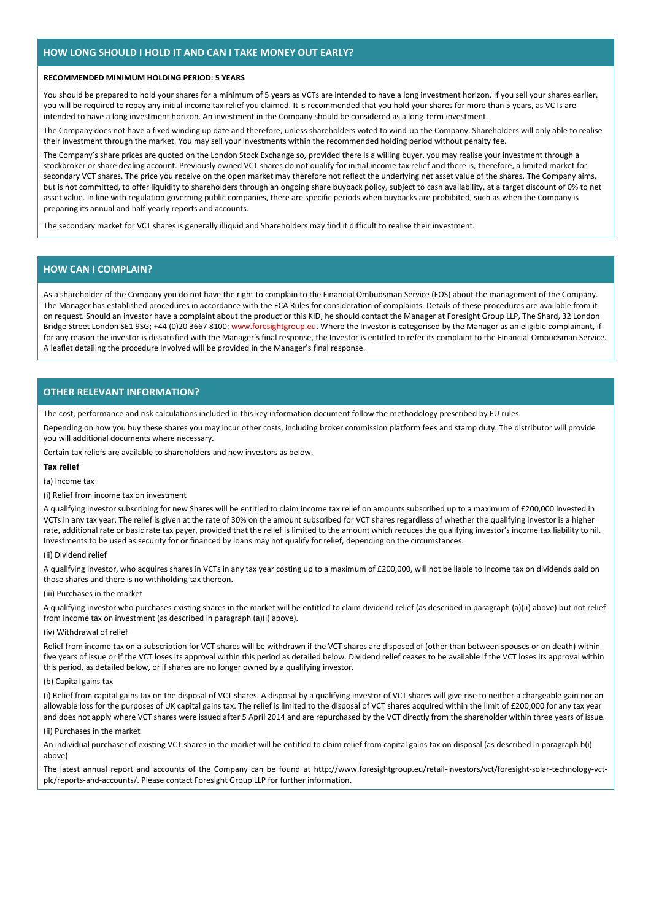## HOW LONG SHOULD I HOLD IT AND CAN I TAKE MONEY OUT EARLY?

**RECOMMENDED MINIMUM HOLDING PERIOD: 5 YEARS**

You should be prepared to hold your shares for a minimum of 5 years as VCTs are intended to have a long investment horizon. If you sell your shares earlier, you will be required to repay any initial income tax relief you claimed. It is recommended that you hold your shares for more than 5 years, as VCTs are intended to have a long investment horizon. An investment in the Company should be considered as a long-term investment.

The Company does not have a fixed winding up date and therefore, unless shareholders voted to wind-up the Company, Shareholders will only able to realise their investment through the market. You may sell your investments within the recommended holding period without penalty fee.

The Company's share prices are quoted on the London Stock Exchange so, provided there is a willing buyer, you may realise your investment through a stockbroker or share dealing account. Previously owned VCT shares do not qualify for initial income tax relief and there is, therefore, a limited market for secondary VCT shares. The price you receive on the open market may therefore not reflect the underlying net asset value of the shares. The Company aims, but is not committed, to offer liquidity to shareholders through an ongoing share buyback policy, subject to cash availability, at a target discount of 0% to net asset value. In line with regulation governing public companies, there are specific periods when buybacks are prohibited, such as when the Company is preparing its annual and half-yearly reports and accounts.

The secondary market for VCT shares is generally illiquid and Shareholders may find it difficult to realise their investment.

## HOW CAN I COMPLAIN?

As a shareholder of the Company you do not have the right to complain to the Financial Ombudsman Service (FOS) about the management of the Company. The Manager has established procedures in accordance with the FCA Rules for consideration of complaints. Details of these procedures are available from it on request. Should an investor have a complaint about the product or this KID, he should contact the Manager at Foresight Group LLP, The Shard, 32 London Bridge Street London SE1 9SG; +44 (0)20 3667 8100; www.foresightgroup.eu**.** Where the Investor is categorised by the Manager as an eligible complainant, if for any reason the investor is dissatisfied with the Manager's final response, the Investor is entitled to refer its complaint to the Financial Ombudsman Service. A leaflet detailing the procedure involved will be provided in the Manager's final response.

## OTHER RELEVANT INFORMATION?

The cost, performance and risk calculations included in this key information document follow the methodology prescribed by EU rules.

Depending on how you buy these shares you may incur other costs, including broker commission platform fees and stamp duty. The distributor will provide you will additional documents where necessary.

Certain tax reliefs are available to shareholders and new investors as below.

**Tax relief**

(a) Income tax

(i) Relief from income tax on investment

A qualifying investor subscribing for new Shares will be entitled to claim income tax relief on amounts subscribed up to a maximum of £200,000 invested in VCTs in any tax year. The relief is given at the rate of 30% on the amount subscribed for VCT shares regardless of whether the qualifying investor is a higher rate, additional rate or basic rate tax payer, provided that the relief is limited to the amount which reduces the qualifying investor's income tax liability to nil. Investments to be used as security for or financed by loans may not qualify for relief, depending on the circumstances.

(ii) Dividend relief

A qualifying investor, who acquires shares in VCTs in any tax year costing up to a maximum of £200,000, will not be liable to income tax on dividends paid on those shares and there is no withholding tax thereon.

(iii) Purchases in the market

A qualifying investor who purchases existing shares in the market will be entitled to claim dividend relief (as described in paragraph (a)(ii) above) but not relief from income tax on investment (as described in paragraph (a)(i) above).

(iv) Withdrawal of relief

Relief from income tax on a subscription for VCT shares will be withdrawn if the VCT shares are disposed of (other than between spouses or on death) within five years of issue or if the VCT loses its approval within this period as detailed below. Dividend relief ceases to be available if the VCT loses its approval within this period, as detailed below, or if shares are no longer owned by a qualifying investor.

(b) Capital gains tax

(i) Relief from capital gains tax on the disposal of VCT shares. A disposal by a qualifying investor of VCT shares will give rise to neither a chargeable gain nor an allowable loss for the purposes of UK capital gains tax. The relief is limited to the disposal of VCT shares acquired within the limit of £200,000 for any tax year and does not apply where VCT shares were issued after 5 April 2014 and are repurchased by the VCT directly from the shareholder within three years of issue.

(ii) Purchases in the market

An individual purchaser of existing VCT shares in the market will be entitled to claim relief from capital gains tax on disposal (as described in paragraph b(i) above)

The latest annual report and accounts of the Company can be found at http://www.foresightgroup.eu/retail-investors/vct/foresight-solar-technology-vct-plc/reports-and-accounts/. Please contact Foresight Group LLP for further information.